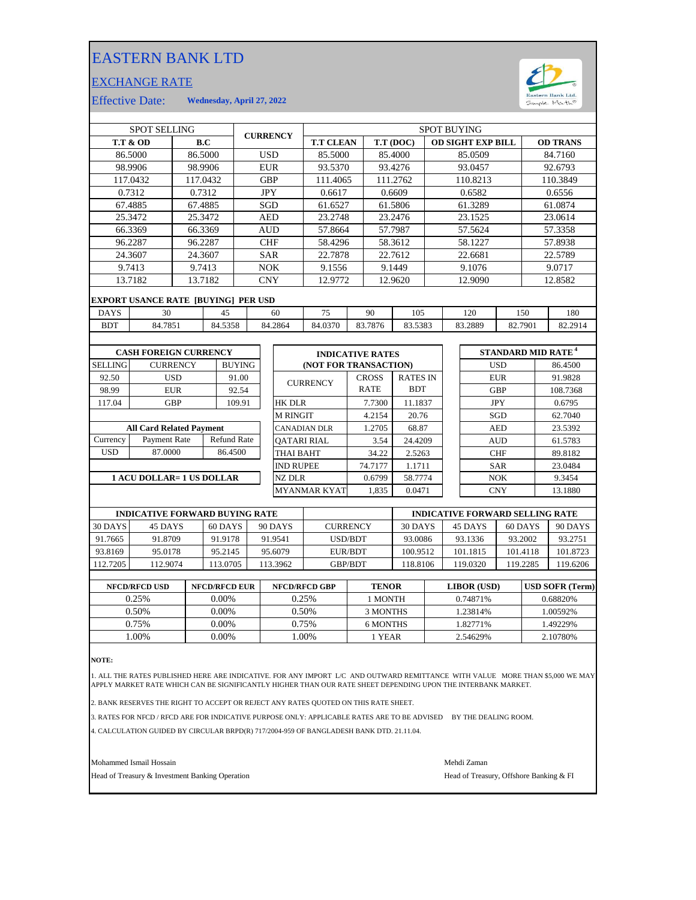# EASTERN BANK LTD

## EXCHANGE RATE

Effective Date: **Wednesday, April 27, 2022**

| SPOT SELLING | | CURRENCY | SPOT BUYING | | | |
|---|---|---|---|---|---|---|
| **T.T & OD** | **B.C** | | **T.T CLEAN** | **T.T (DOC)** | **OD SIGHT EXP BILL** | **OD TRANS** |
| 86.5000 | 86.5000 | USD | 85.5000 | 85.4000 | 85.0509 | 84.7160 |
| 98.9906 | 98.9906 | EUR | 93.5370 | 93.4276 | 93.0457 | 92.6793 |
| 117.0432 | 117.0432 | GBP | 111.4065 | 111.2762 | 110.8213 | 110.3849 |
| 0.7312 | 0.7312 | JPY | 0.6617 | 0.6609 | 0.6582 | 0.6556 |
| 67.4885 | 67.4885 | SGD | 61.6527 | 61.5806 | 61.3289 | 61.0874 |
| 25.3472 | 25.3472 | AED | 23.2748 | 23.2476 | 23.1525 | 23.0614 |
| 66.3369 | 66.3369 | AUD | 57.8664 | 57.7987 | 57.5624 | 57.3358 |
| 96.2287 | 96.2287 | CHF | 58.4296 | 58.3612 | 58.1227 | 57.8938 |
| 24.3607 | 24.3607 | SAR | 22.7878 | 22.7612 | 22.6681 | 22.5789 |
| 9.7413 | 9.7413 | NOK | 9.1556 | 9.1449 | 9.1076 | 9.0717 |
| 13.7182 | 13.7182 | CNY | 12.9772 | 12.9620 | 12.9090 | 12.8582 |

**EXPORT USANCE RATE [BUYING] PER USD**

| DAYS | 30 | 45 | 60 | 75 | 90 | 105 | 120 | 150 | 180 |
|---|---|---|---|---|---|---|---|---|---|
| BDT | 84.7851 | 84.5358 | 84.2864 | 84.0370 | 83.7876 | 83.5383 | 83.2889 | 82.7901 | 82.2914 |

**CASH FOREIGN CURRENCY**

| SELLING | CURRENCY | BUYING |
|---|---|---|
| 92.50 | USD | 91.00 |
| 98.99 | EUR | 92.54 |
| 117.04 | GBP | 109.91 |

**All Card Related Payment**

| Currency | Payment Rate | Refund Rate |
|---|---|---|
| USD | 87.0000 | 86.4500 |

**1 ACU DOLLAR= 1 US DOLLAR**

**INDICATIVE RATES (NOT FOR TRANSACTION)**

| CURRENCY | CROSS RATE | RATES IN BDT |
|---|---|---|
| HK DLR | 7.7300 | 11.1837 |
| M RINGIT | 4.2154 | 20.76 |
| CANADIAN DLR | 1.2705 | 68.87 |
| QATARI RIAL | 3.54 | 24.4209 |
| THAI BAHT | 34.22 | 2.5263 |
| IND RUPEE | 74.7177 | 1.1711 |
| NZ DLR | 0.6799 | 58.7774 |
| MYANMAR KYAT | 1,835 | 0.0471 |

**STANDARD MID RATE [4]**

| Currency | Rate |
|---|---|
| USD | 86.4500 |
| EUR | 91.9828 |
| GBP | 108.7368 |
| JPY | 0.6795 |
| SGD | 62.7040 |
| AED | 23.5392 |
| AUD | 61.5783 |
| CHF | 89.8182 |
| SAR | 23.0484 |
| NOK | 9.3454 |
| CNY | 13.1880 |

| INDICATIVE FORWARD BUYING RATE | | | | CURRENCY | INDICATIVE FORWARD SELLING RATE | | | |
|---|---|---|---|---|---|---|---|---|
| 30 DAYS | 45 DAYS | 60 DAYS | 90 DAYS | | 30 DAYS | 45 DAYS | 60 DAYS | 90 DAYS |
| 91.7665 | 91.8709 | 91.9178 | 91.9541 | USD/BDT | 93.0086 | 93.1336 | 93.2002 | 93.2751 |
| 93.8169 | 95.0178 | 95.2145 | 95.6079 | EUR/BDT | 100.9512 | 101.1815 | 101.4118 | 101.8723 |
| 112.7205 | 112.9074 | 113.0705 | 113.3962 | GBP/BDT | 118.8106 | 119.0320 | 119.2285 | 119.6206 |

| NFCD/RFCD USD | NFCD/RFCD EUR | NFCD/RFCD GBP | TENOR | LIBOR (USD) | USD SOFR (Term) |
|---|---|---|---|---|---|
| 0.25% | 0.00% | 0.25% | 1 MONTH | 0.74871% | 0.68820% |
| 0.50% | 0.00% | 0.50% | 3 MONTHS | 1.23814% | 1.00592% |
| 0.75% | 0.00% | 0.75% | 6 MONTHS | 1.82771% | 1.49229% |
| 1.00% | 0.00% | 1.00% | 1 YEAR | 2.54629% | 2.10780% |

**NOTE:**

1. ALL THE RATES PUBLISHED HERE ARE INDICATIVE. FOR ANY IMPORT L/C AND OUTWARD REMITTANCE WITH VALUE MORE THAN $5,000 WE MAY APPLY MARKET RATE WHICH CAN BE SIGNIFICANTLY HIGHER THAN OUR RATE SHEET DEPENDING UPON THE INTERBANK MARKET.

2. BANK RESERVES THE RIGHT TO ACCEPT OR REJECT ANY RATES QUOTED ON THIS RATE SHEET.

3. RATES FOR NFCD / RFCD ARE FOR INDICATIVE PURPOSE ONLY: APPLICABLE RATES ARE TO BE ADVISED BY THE DEALING ROOM.

4. CALCULATION GUIDED BY CIRCULAR BRPD(R) 717/2004-959 OF BANGLADESH BANK DTD. 21.11.04.

Mohammed Ismail Hossain
Head of Treasury & Investment Banking Operation

Mehdi Zaman
Head of Treasury, Offshore Banking & FI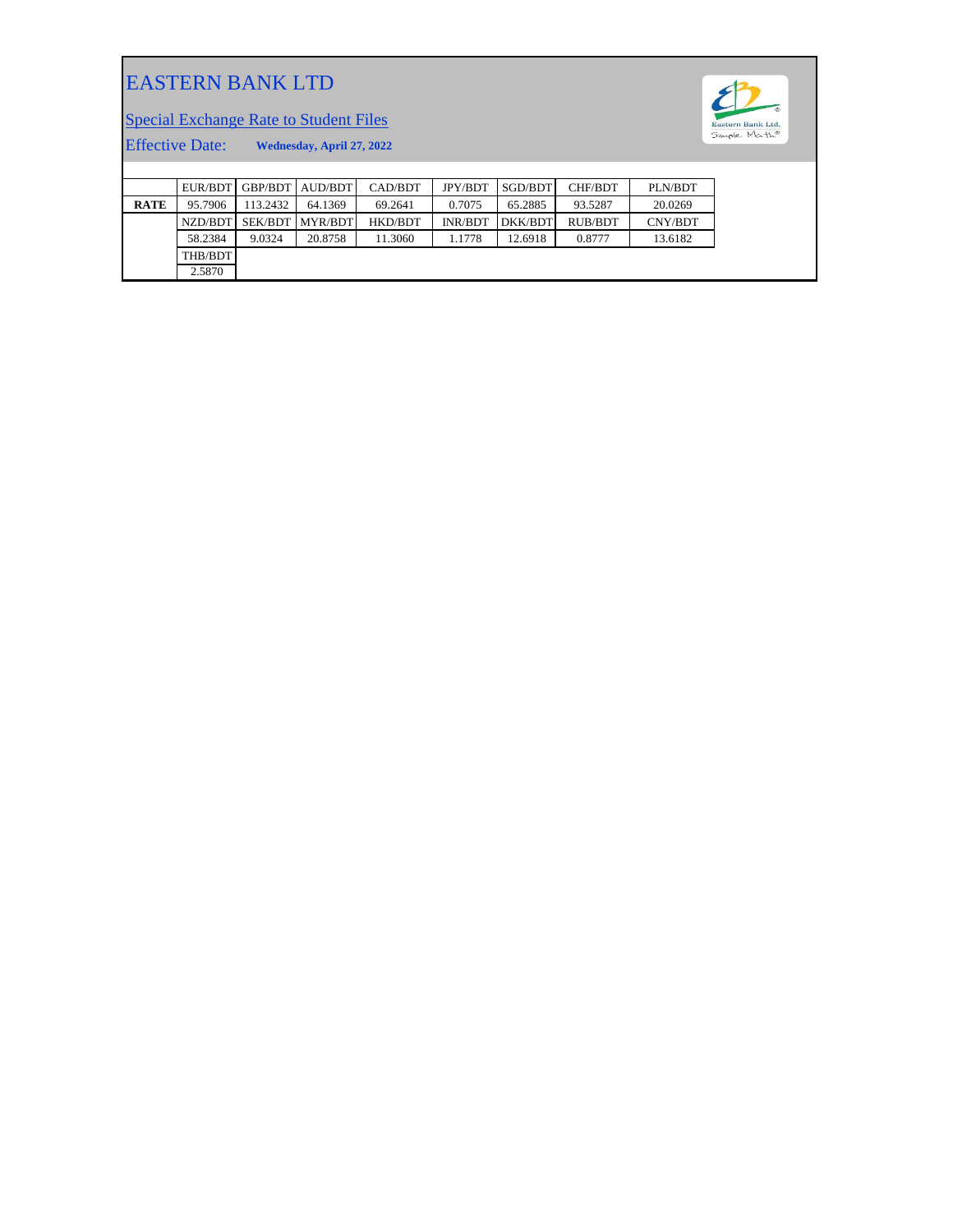# EASTERN BANK LTD

Special Exchange Rate to Student Files

Effective Date: **Wednesday, April 27, 2022**

| | | | | | | | | |
|---|---|---|---|---|---|---|---|---|
| | EUR/BDT | GBP/BDT | AUD/BDT | CAD/BDT | JPY/BDT | SGD/BDT | CHF/BDT | PLN/BDT |
| **RATE** | 95.7906 | 113.2432 | 64.1369 | 69.2641 | 0.7075 | 65.2885 | 93.5287 | 20.0269 |
| | NZD/BDT | SEK/BDT | MYR/BDT | HKD/BDT | INR/BDT | DKK/BDT | RUB/BDT | CNY/BDT |
| | 58.2384 | 9.0324 | 20.8758 | 11.3060 | 1.1778 | 12.6918 | 0.8777 | 13.6182 |
| | THB/BDT | | | | | | | |
| | 2.5870 | | | | | | | |